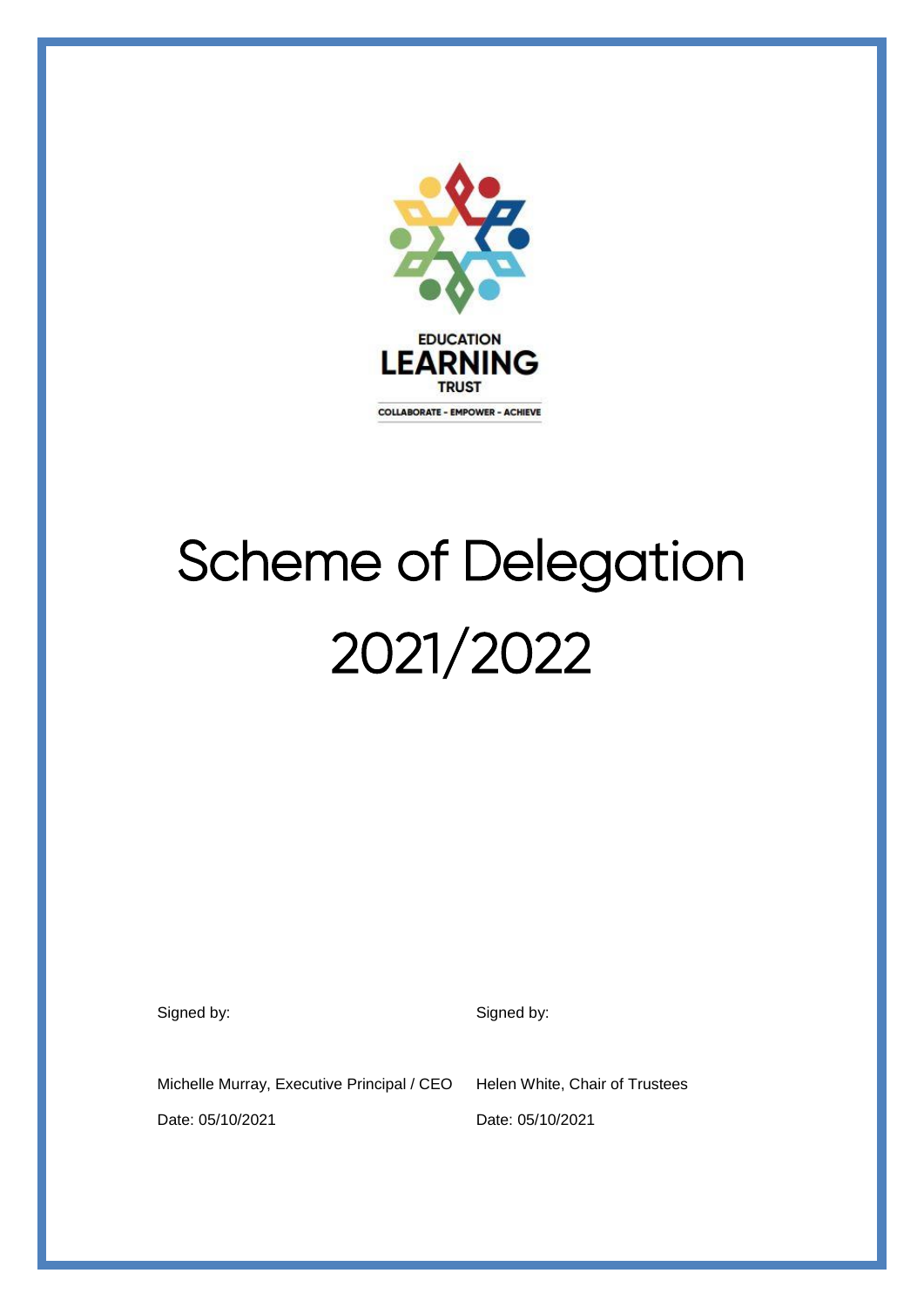EDUCATION LEARNING TRUST

COLLABORATE - EMPOWER - ACHIEVE

# Scheme of Delegation 2021/2022

Signed by:

Michelle Murray, Executive Principal / CEO

Date: 05/10/2021

Signed by:

Helen White, Chair of Trustees

Date: 05/10/2021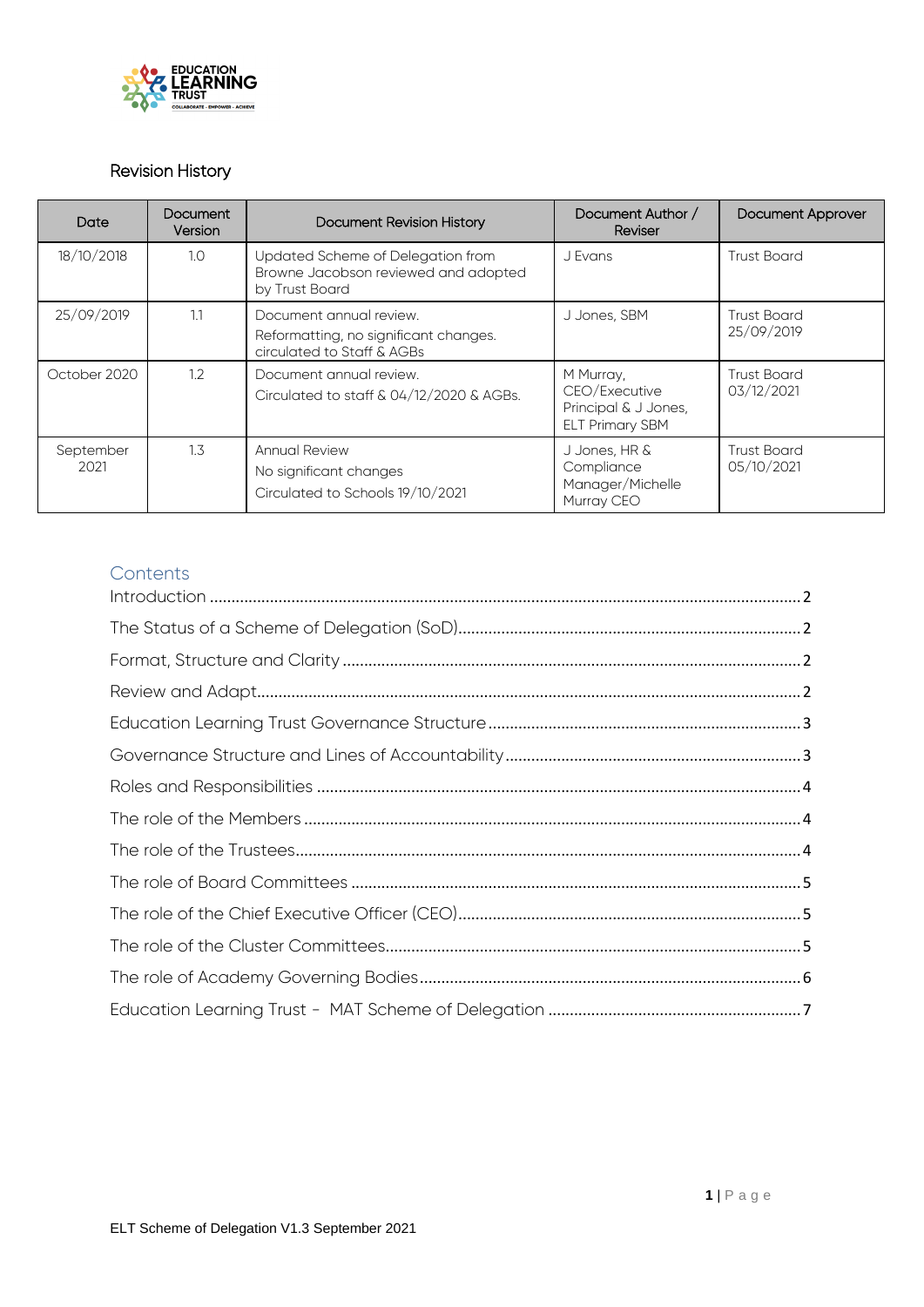## Revision History

| Date | Document Version | Document Revision History | Document Author / Reviser | Document Approver |
|---|---|---|---|---|
| 18/10/2018 | 1.0 | Updated Scheme of Delegation from Browne Jacobson reviewed and adopted by Trust Board | J Evans | Trust Board |
| 25/09/2019 | 1.1 | Document annual review. Reformatting, no significant changes. circulated to Staff & AGBs | J Jones, SBM | Trust Board 25/09/2019 |
| October 2020 | 1.2 | Document annual review. Circulated to staff & 04/12/2020 & AGBs. | M Murray, CEO/Executive Principal & J Jones, ELT Primary SBM | Trust Board 03/12/2021 |
| September 2021 | 1.3 | Annual Review<br>No significant changes<br>Circulated to Schools 19/10/2021 | J Jones, HR & Compliance Manager/Michelle Murray CEO | Trust Board 05/10/2021 |

## Contents

Introduction ............ 2
The Status of a Scheme of Delegation (SoD) ............ 2
Format, Structure and Clarity ............ 2
Review and Adapt ............ 2
Education Learning Trust Governance Structure ............ 3
Governance Structure and Lines of Accountability ............ 3
Roles and Responsibilities ............ 4
The role of the Members ............ 4
The role of the Trustees ............ 4
The role of Board Committees ............ 5
The role of the Chief Executive Officer (CEO) ............ 5
The role of the Cluster Committees ............ 5
The role of Academy Governing Bodies ............ 6
Education Learning Trust - MAT Scheme of Delegation ............ 7

ELT Scheme of Delegation V1.3 September 2021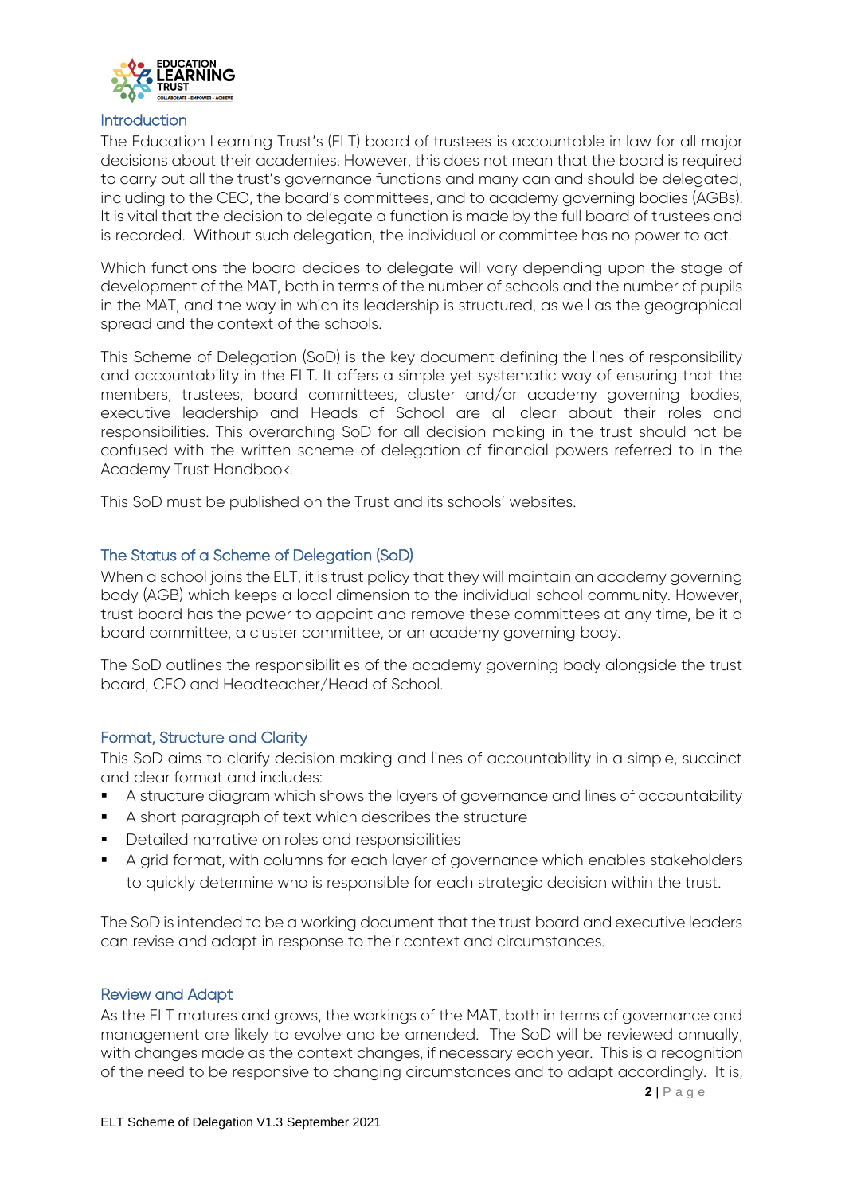## Introduction

The Education Learning Trust's (ELT) board of trustees is accountable in law for all major decisions about their academies. However, this does not mean that the board is required to carry out all the trust's governance functions and many can and should be delegated, including to the CEO, the board's committees, and to academy governing bodies (AGBs). It is vital that the decision to delegate a function is made by the full board of trustees and is recorded. Without such delegation, the individual or committee has no power to act.

Which functions the board decides to delegate will vary depending upon the stage of development of the MAT, both in terms of the number of schools and the number of pupils in the MAT, and the way in which its leadership is structured, as well as the geographical spread and the context of the schools.

This Scheme of Delegation (SoD) is the key document defining the lines of responsibility and accountability in the ELT. It offers a simple yet systematic way of ensuring that the members, trustees, board committees, cluster and/or academy governing bodies, executive leadership and Heads of School are all clear about their roles and responsibilities. This overarching SoD for all decision making in the trust should not be confused with the written scheme of delegation of financial powers referred to in the Academy Trust Handbook.

This SoD must be published on the Trust and its schools' websites.

## The Status of a Scheme of Delegation (SoD)

When a school joins the ELT, it is trust policy that they will maintain an academy governing body (AGB) which keeps a local dimension to the individual school community. However, trust board has the power to appoint and remove these committees at any time, be it a board committee, a cluster committee, or an academy governing body.

The SoD outlines the responsibilities of the academy governing body alongside the trust board, CEO and Headteacher/Head of School.

## Format, Structure and Clarity

This SoD aims to clarify decision making and lines of accountability in a simple, succinct and clear format and includes:

- A structure diagram which shows the layers of governance and lines of accountability
- A short paragraph of text which describes the structure
- Detailed narrative on roles and responsibilities
- A grid format, with columns for each layer of governance which enables stakeholders to quickly determine who is responsible for each strategic decision within the trust.

The SoD is intended to be a working document that the trust board and executive leaders can revise and adapt in response to their context and circumstances.

## Review and Adapt

As the ELT matures and grows, the workings of the MAT, both in terms of governance and management are likely to evolve and be amended. The SoD will be reviewed annually, with changes made as the context changes, if necessary each year. This is a recognition of the need to be responsive to changing circumstances and to adapt accordingly. It is,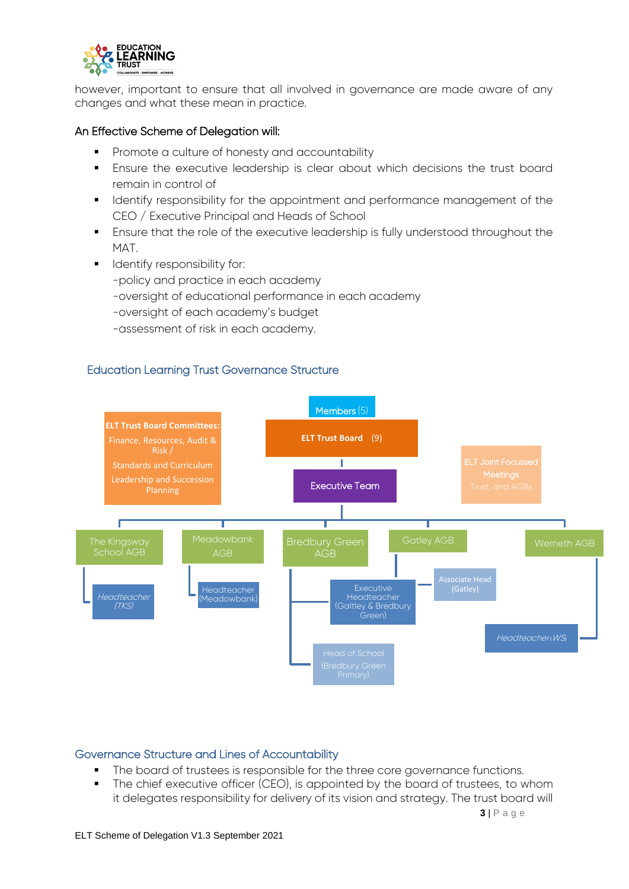however, important to ensure that all involved in governance are made aware of any changes and what these mean in practice.

An Effective Scheme of Delegation will:

- Promote a culture of honesty and accountability
- Ensure the executive leadership is clear about which decisions the trust board remain in control of
- Identify responsibility for the appointment and performance management of the CEO / Executive Principal and Heads of School
- Ensure that the role of the executive leadership is fully understood throughout the MAT.
- Identify responsibility for:
  -policy and practice in each academy
  -oversight of educational performance in each academy
  -oversight of each academy's budget
  -assessment of risk in each academy.

## Education Learning Trust Governance Structure

Members (5)

ELT Trust Board (9)

Executive Team

**ELT Trust Board Committees:** Finance, Resources, Audit & Risk / Standards and Curriculum Leadership and Succession Planning

ELT Joint Focussed Meetings Trust, and AGBs

The Kingsway School AGB — Headteacher (TKS)

Meadowbank AGB — Headteacher (Meadowbank)

Bredbury Green AGB — Executive Headteacher (Galtley & Bredbury Green); Head of School (Bredbury Green Primary)

Gatley AGB — Executive Headteacher (Galtley & Bredbury Green); Associate Head (Gatley)

Werneth AGB — Headteacher (WS)

## Governance Structure and Lines of Accountability

- The board of trustees is responsible for the three core governance functions.
- The chief executive officer (CEO), is appointed by the board of trustees, to whom it delegates responsibility for delivery of its vision and strategy. The trust board will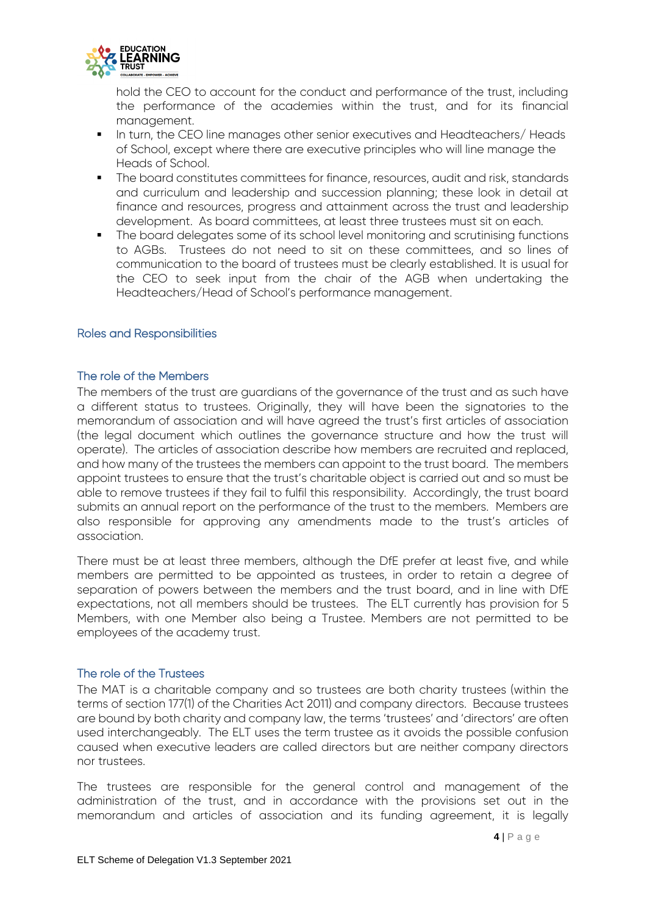hold the CEO to account for the conduct and performance of the trust, including the performance of the academies within the trust, and for its financial management.

- In turn, the CEO line manages other senior executives and Headteachers/ Heads of School, except where there are executive principles who will line manage the Heads of School.
- The board constitutes committees for finance, resources, audit and risk, standards and curriculum and leadership and succession planning; these look in detail at finance and resources, progress and attainment across the trust and leadership development. As board committees, at least three trustees must sit on each.
- The board delegates some of its school level monitoring and scrutinising functions to AGBs. Trustees do not need to sit on these committees, and so lines of communication to the board of trustees must be clearly established. It is usual for the CEO to seek input from the chair of the AGB when undertaking the Headteachers/Head of School's performance management.

## Roles and Responsibilities

### The role of the Members

The members of the trust are guardians of the governance of the trust and as such have a different status to trustees. Originally, they will have been the signatories to the memorandum of association and will have agreed the trust's first articles of association (the legal document which outlines the governance structure and how the trust will operate). The articles of association describe how members are recruited and replaced, and how many of the trustees the members can appoint to the trust board. The members appoint trustees to ensure that the trust's charitable object is carried out and so must be able to remove trustees if they fail to fulfil this responsibility. Accordingly, the trust board submits an annual report on the performance of the trust to the members. Members are also responsible for approving any amendments made to the trust's articles of association.

There must be at least three members, although the DfE prefer at least five, and while members are permitted to be appointed as trustees, in order to retain a degree of separation of powers between the members and the trust board, and in line with DfE expectations, not all members should be trustees. The ELT currently has provision for 5 Members, with one Member also being a Trustee. Members are not permitted to be employees of the academy trust.

### The role of the Trustees

The MAT is a charitable company and so trustees are both charity trustees (within the terms of section 177(1) of the Charities Act 2011) and company directors. Because trustees are bound by both charity and company law, the terms 'trustees' and 'directors' are often used interchangeably. The ELT uses the term trustee as it avoids the possible confusion caused when executive leaders are called directors but are neither company directors nor trustees.

The trustees are responsible for the general control and management of the administration of the trust, and in accordance with the provisions set out in the memorandum and articles of association and its funding agreement, it is legally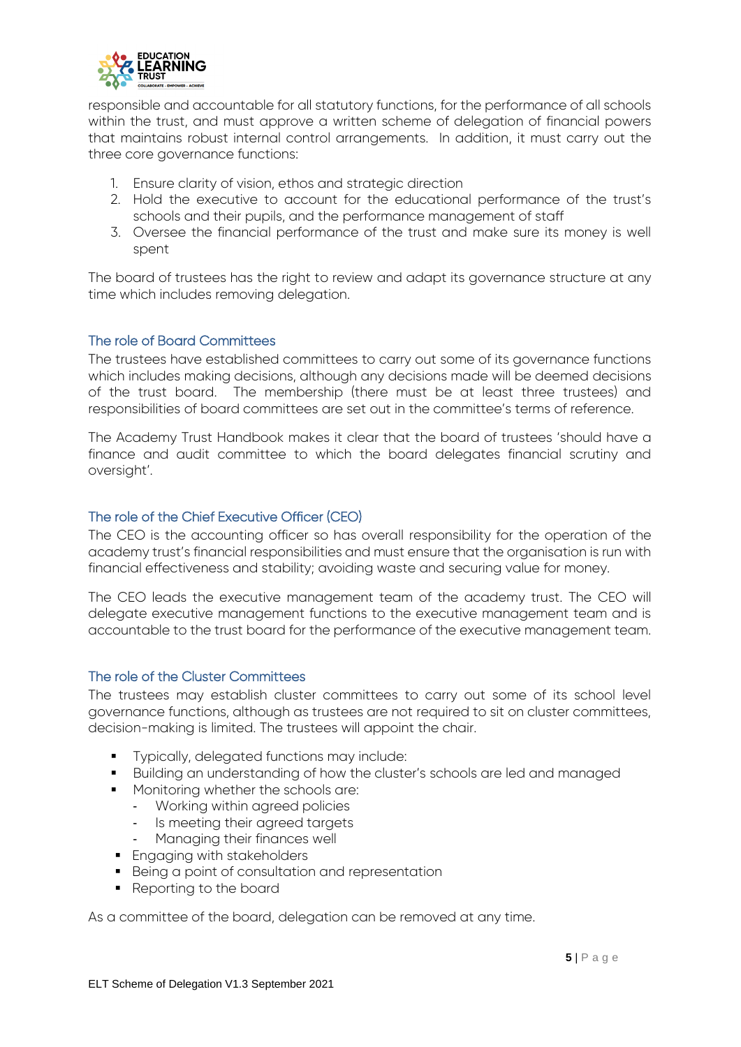responsible and accountable for all statutory functions, for the performance of all schools within the trust, and must approve a written scheme of delegation of financial powers that maintains robust internal control arrangements. In addition, it must carry out the three core governance functions:

1. Ensure clarity of vision, ethos and strategic direction
2. Hold the executive to account for the educational performance of the trust's schools and their pupils, and the performance management of staff
3. Oversee the financial performance of the trust and make sure its money is well spent

The board of trustees has the right to review and adapt its governance structure at any time which includes removing delegation.

### The role of Board Committees

The trustees have established committees to carry out some of its governance functions which includes making decisions, although any decisions made will be deemed decisions of the trust board. The membership (there must be at least three trustees) and responsibilities of board committees are set out in the committee's terms of reference.

The Academy Trust Handbook makes it clear that the board of trustees 'should have a finance and audit committee to which the board delegates financial scrutiny and oversight'.

### The role of the Chief Executive Officer (CEO)

The CEO is the accounting officer so has overall responsibility for the operation of the academy trust's financial responsibilities and must ensure that the organisation is run with financial effectiveness and stability; avoiding waste and securing value for money.

The CEO leads the executive management team of the academy trust. The CEO will delegate executive management functions to the executive management team and is accountable to the trust board for the performance of the executive management team.

### The role of the Cluster Committees

The trustees may establish cluster committees to carry out some of its school level governance functions, although as trustees are not required to sit on cluster committees, decision-making is limited. The trustees will appoint the chair.

- Typically, delegated functions may include:
- Building an understanding of how the cluster's schools are led and managed
- Monitoring whether the schools are:
  - Working within agreed policies
  - Is meeting their agreed targets
  - Managing their finances well
- Engaging with stakeholders
- Being a point of consultation and representation
- Reporting to the board

As a committee of the board, delegation can be removed at any time.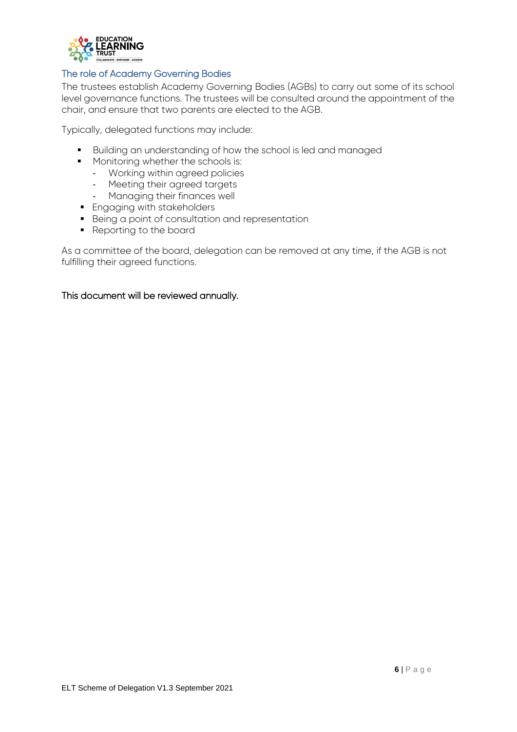## The role of Academy Governing Bodies

The trustees establish Academy Governing Bodies (AGBs) to carry out some of its school level governance functions. The trustees will be consulted around the appointment of the chair, and ensure that two parents are elected to the AGB.

Typically, delegated functions may include:

- Building an understanding of how the school is led and managed
- Monitoring whether the schools is:
  - Working within agreed policies
  - Meeting their agreed targets
  - Managing their finances well
- Engaging with stakeholders
- Being a point of consultation and representation
- Reporting to the board

As a committee of the board, delegation can be removed at any time, if the AGB is not fulfilling their agreed functions.

This document will be reviewed annually.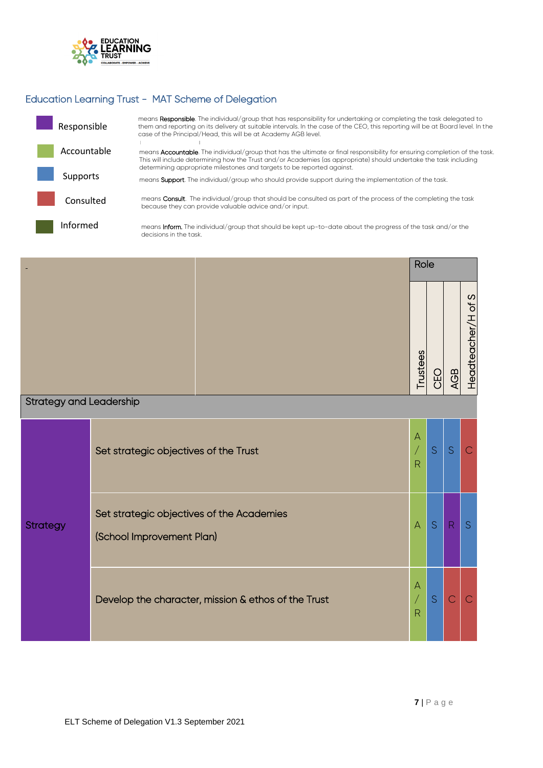## Education Learning Trust - MAT Scheme of Delegation

| Key | Meaning |
|---|---|
| Responsible | means **Responsible**. The individual/group that has responsibility for undertaking or completing the task delegated to them and reporting on its delivery at suitable intervals. In the case of the CEO, this reporting will be at Board level. In the case of the Principal/Head, this will be at Academy AGB level. |
| Accountable | means **Accountable**. The individual/group that has the ultimate or final responsibility for ensuring completion of the task. This will include determining how the Trust and/or Academies (as appropriate) should undertake the task including determining appropriate milestones and targets to be reported against. |
| Supports | means **Support**. The individual/group who should provide support during the implementation of the task. |
| Consulted | means **Consult**. The individual/group that should be consulted as part of the process of the completing the task because they can provide valuable advice and/or input. |
| Informed | means **Inform**. The individual/group that should be kept up-to-date about the progress of the task and/or the decisions in the task. |

| - | | Role | | | |
|---|---|---|---|---|---|
| | | Trustees | CEO | AGB | Headteacher/H of S |
| **Strategy and Leadership** | | | | | |
| Strategy | Set strategic objectives of the Trust | A / R | S | S | C |
| | Set strategic objectives of the Academies (School Improvement Plan) | A | S | R | S |
| | Develop the character, mission & ethos of the Trust | A / R | S | C | C |

ELT Scheme of Delegation V1.3 September 2021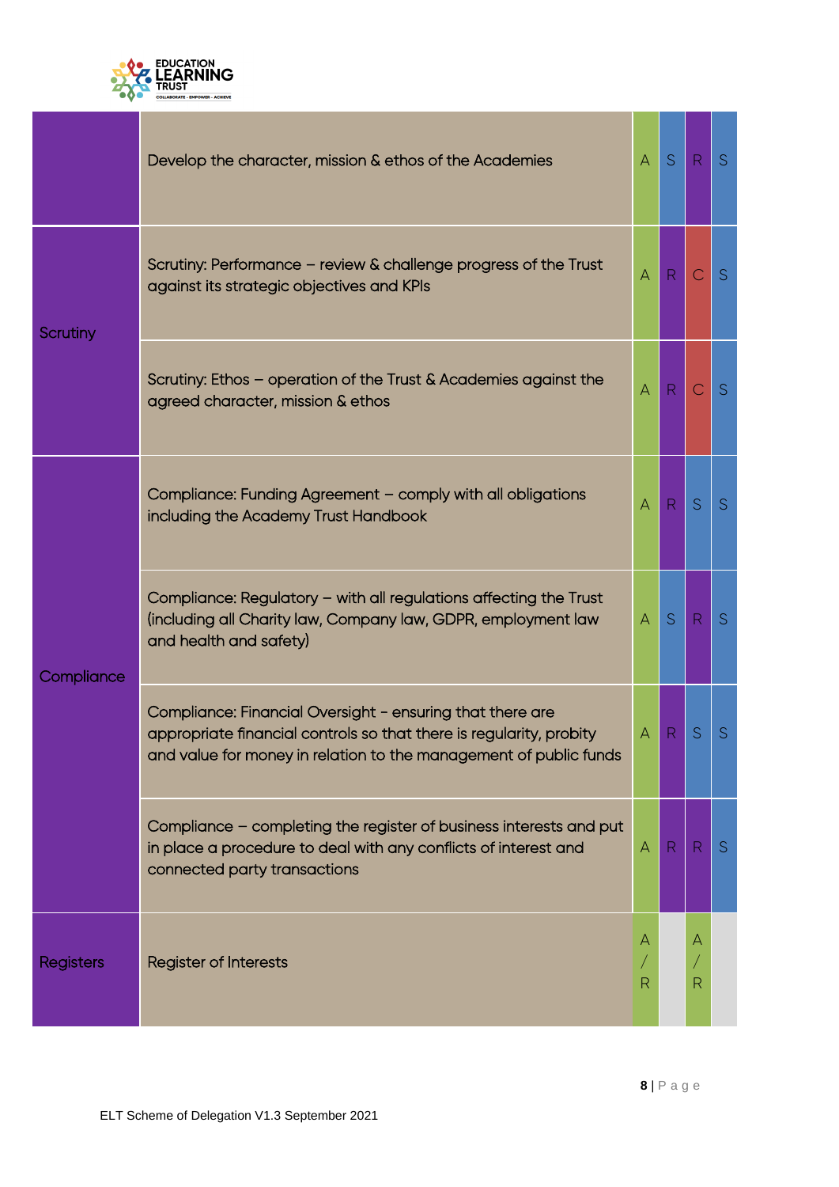| | | | | | |
|---|---|---|---|---|---|
| | Develop the character, mission & ethos of the Academies | A | S | R | S |
| Scrutiny | Scrutiny: Performance – review & challenge progress of the Trust against its strategic objectives and KPIs | A | R | C | S |
| | Scrutiny: Ethos – operation of the Trust & Academies against the agreed character, mission & ethos | A | R | C | S |
| Compliance | Compliance: Funding Agreement – comply with all obligations including the Academy Trust Handbook | A | R | S | S |
| | Compliance: Regulatory – with all regulations affecting the Trust (including all Charity law, Company law, GDPR, employment law and health and safety) | A | S | R | S |
| | Compliance: Financial Oversight - ensuring that there are appropriate financial controls so that there is regularity, probity and value for money in relation to the management of public funds | A | R | S | S |
| | Compliance – completing the register of business interests and put in place a procedure to deal with any conflicts of interest and connected party transactions | A | R | R | S |
| Registers | Register of Interests | A/R | | A/R | |

ELT Scheme of Delegation V1.3 September 2021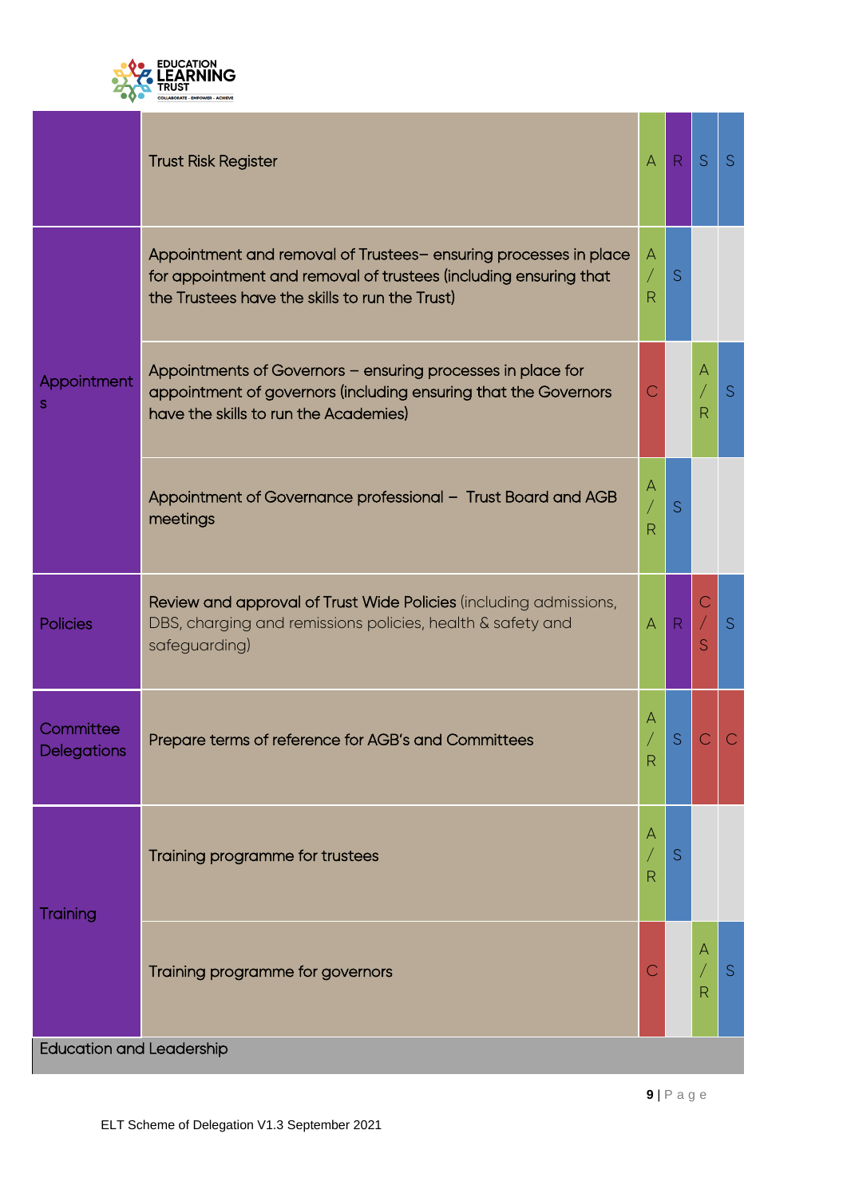| | | | | | |
|---|---|---|---|---|---|
| | Trust Risk Register | A | R | S | S |
| Appointments | Appointment and removal of Trustees– ensuring processes in place for appointment and removal of trustees (including ensuring that the Trustees have the skills to run the Trust) | A / R | S | | |
| | Appointments of Governors – ensuring processes in place for appointment of governors (including ensuring that the Governors have the skills to run the Academies) | C | | A / R | S |
| | Appointment of Governance professional – Trust Board and AGB meetings | A / R | S | | |
| Policies | **Review and approval of Trust Wide Policies** (including admissions, DBS, charging and remissions policies, health & safety and safeguarding) | A | R | C / S | S |
| Committee Delegations | Prepare terms of reference for AGB's and Committees | A / R | S | C | C |
| Training | Training programme for trustees | A / R | S | | |
| | Training programme for governors | C | | A / R | S |
| Education and Leadership | | | | | |

ELT Scheme of Delegation V1.3 September 2021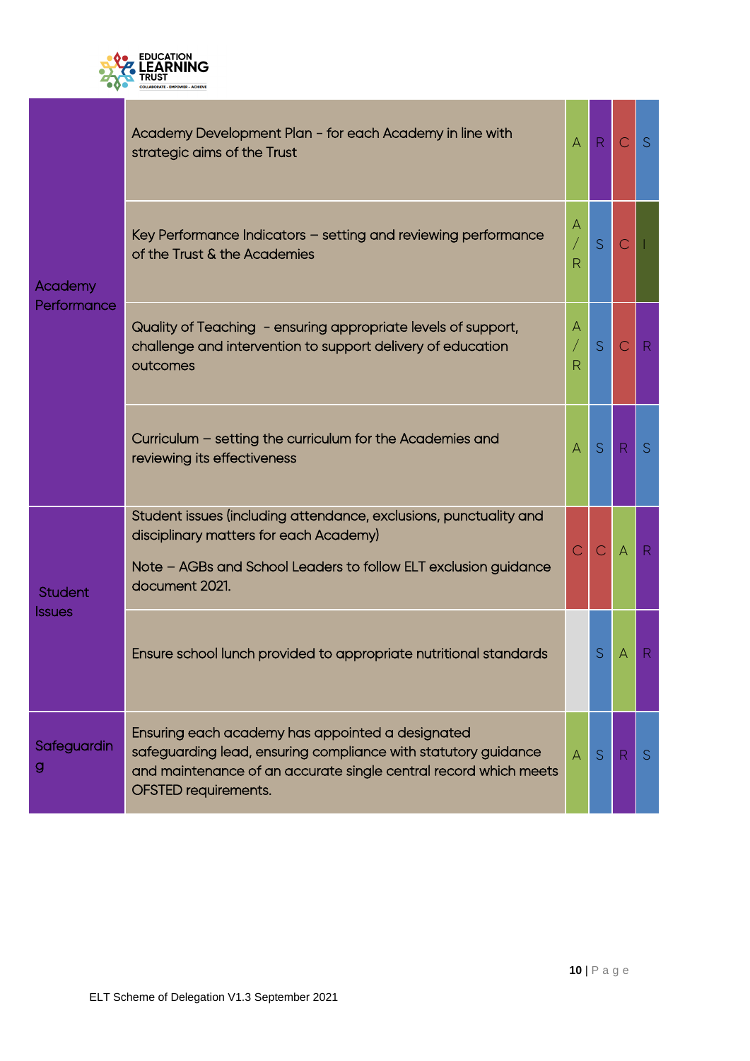| | | | | | |
|---|---|---|---|---|---|
| Academy Performance | Academy Development Plan - for each Academy in line with strategic aims of the Trust | A | R | C | S |
| | Key Performance Indicators – setting and reviewing performance of the Trust & the Academies | A / R | S | C | I |
| | Quality of Teaching - ensuring appropriate levels of support, challenge and intervention to support delivery of education outcomes | A / R | S | C | R |
| | Curriculum – setting the curriculum for the Academies and reviewing its effectiveness | A | S | R | S |
| Student Issues | Student issues (including attendance, exclusions, punctuality and disciplinary matters for each Academy)<br><br>Note – AGBs and School Leaders to follow ELT exclusion guidance document 2021. | C | C | A | R |
| | Ensure school lunch provided to appropriate nutritional standards | | S | A | R |
| Safeguarding | Ensuring each academy has appointed a designated safeguarding lead, ensuring compliance with statutory guidance and maintenance of an accurate single central record which meets OFSTED requirements. | A | S | R | S |

ELT Scheme of Delegation V1.3 September 2021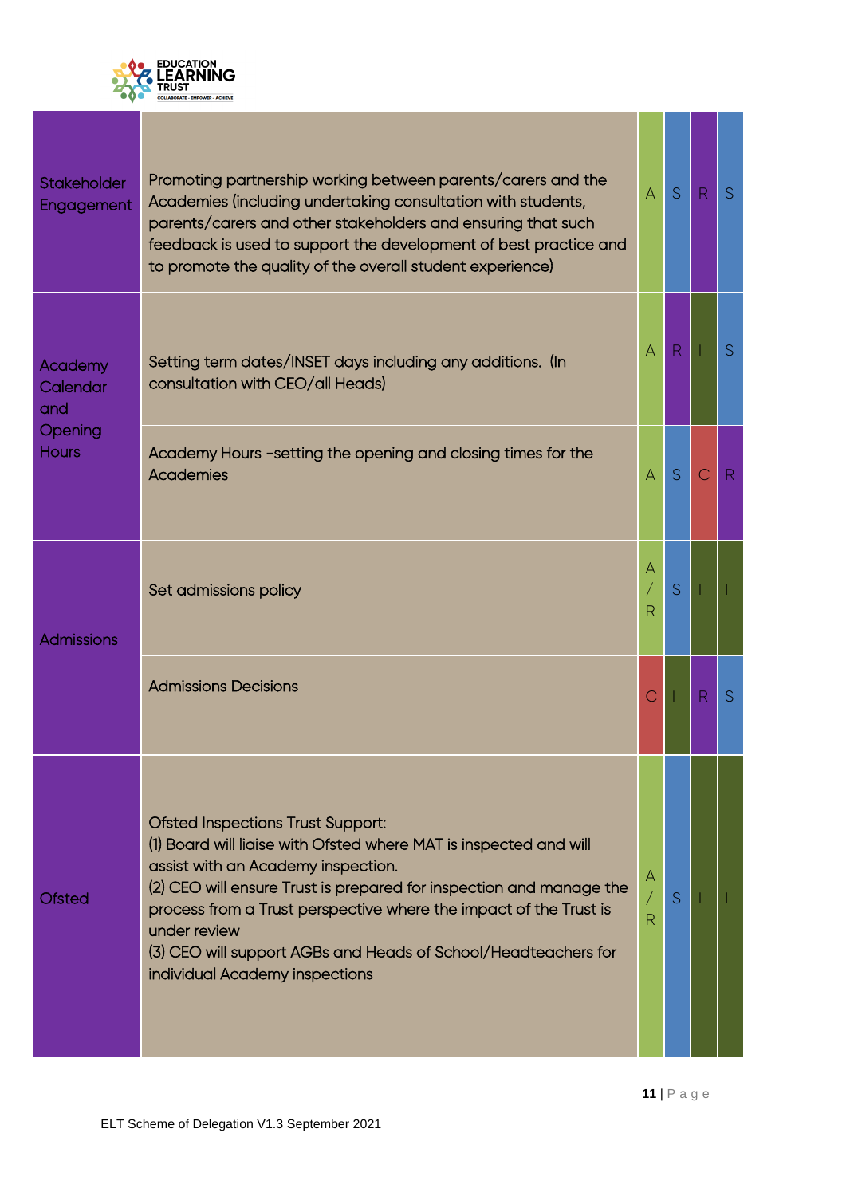| | | | | | |
|---|---|---|---|---|---|
| Stakeholder Engagement | Promoting partnership working between parents/carers and the Academies (including undertaking consultation with students, parents/carers and other stakeholders and ensuring that such feedback is used to support the development of best practice and to promote the quality of the overall student experience) | A | S | R | S |
| Academy Calendar and Opening Hours | Setting term dates/INSET days including any additions. (In consultation with CEO/all Heads) | A | R | I | S |
| | Academy Hours -setting the opening and closing times for the Academies | A | S | C | R |
| Admissions | Set admissions policy | A / R | S | I | I |
| | Admissions Decisions | C | I | R | S |
| Ofsted | Ofsted Inspections Trust Support:<br>(1) Board will liaise with Ofsted where MAT is inspected and will assist with an Academy inspection.<br>(2) CEO will ensure Trust is prepared for inspection and manage the process from a Trust perspective where the impact of the Trust is under review<br>(3) CEO will support AGBs and Heads of School/Headteachers for individual Academy inspections | A / R | S | I | I |

ELT Scheme of Delegation V1.3 September 2021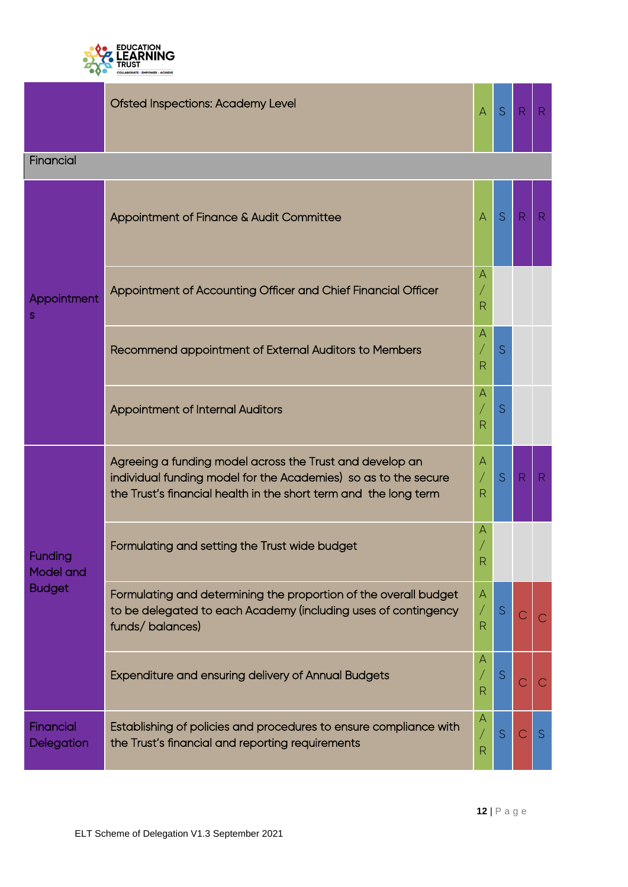| | | | | | |
|---|---|---|---|---|---|
| | Ofsted Inspections: Academy Level | A | S | R | R |
| **Financial** | | | | | |
| Appointments | Appointment of Finance & Audit Committee | A | S | R | R |
| | Appointment of Accounting Officer and Chief Financial Officer | A/R | | | |
| | Recommend appointment of External Auditors to Members | A/R | S | | |
| | Appointment of Internal Auditors | A/R | S | | |
| Funding Model and Budget | Agreeing a funding model across the Trust and develop an individual funding model for the Academies) so as to the secure the Trust's financial health in the short term and the long term | A/R | S | R | R |
| | Formulating and setting the Trust wide budget | A/R | | | |
| | Formulating and determining the proportion of the overall budget to be delegated to each Academy (including uses of contingency funds/ balances) | A/R | S | C | C |
| | Expenditure and ensuring delivery of Annual Budgets | A/R | S | C | C |
| Financial Delegation | Establishing of policies and procedures to ensure compliance with the Trust's financial and reporting requirements | A/R | S | C | S |

ELT Scheme of Delegation V1.3 September 2021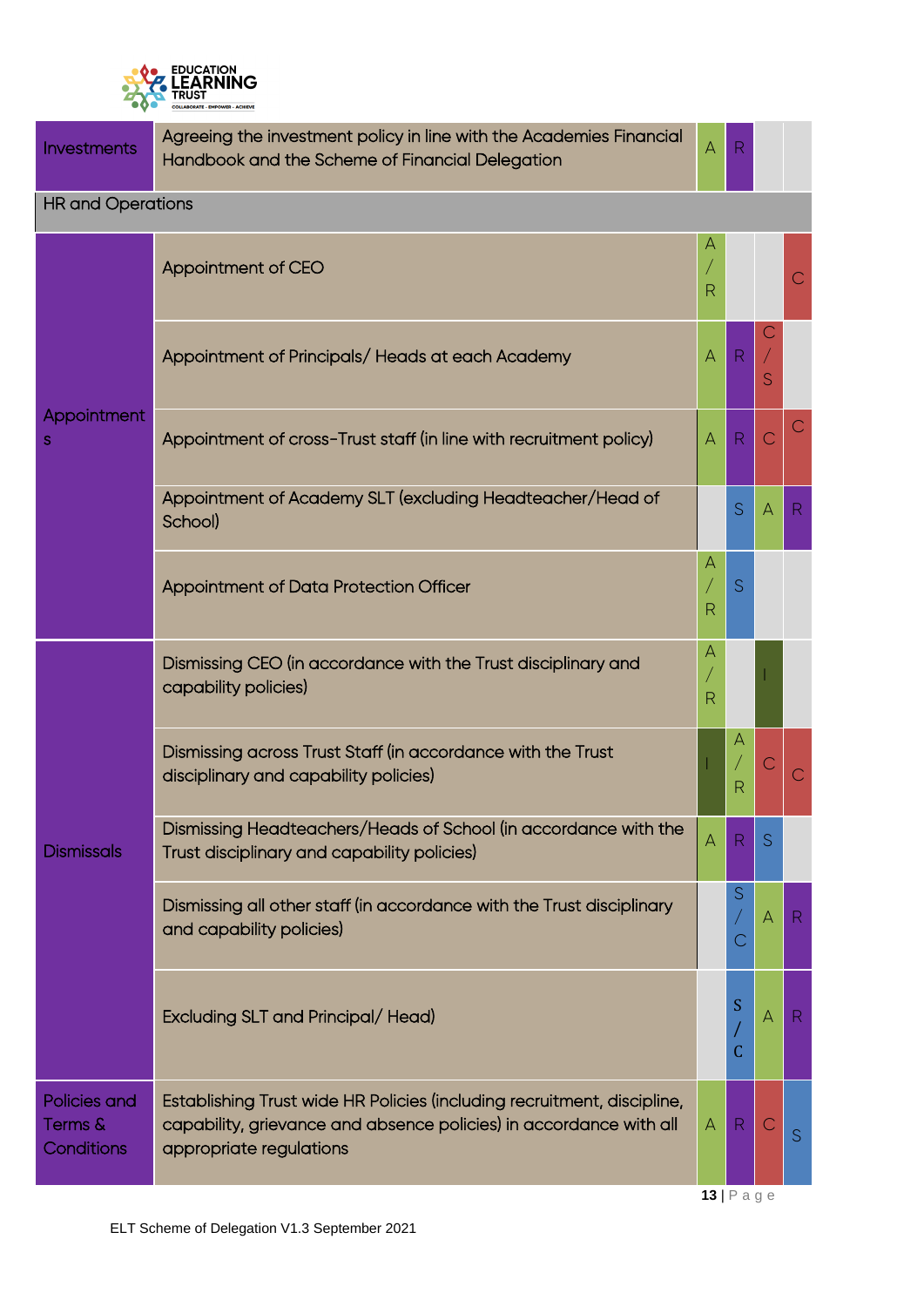| | | | | | |
|---|---|---|---|---|---|
| Investments | Agreeing the investment policy in line with the Academies Financial Handbook and the Scheme of Financial Delegation | A | R | | |
| **HR and Operations** | | | | | |
| Appointments | Appointment of CEO | A/R | | | C |
| | Appointment of Principals/ Heads at each Academy | A | R | C/S | |
| | Appointment of cross-Trust staff (in line with recruitment policy) | A | R | C | C |
| | Appointment of Academy SLT (excluding Headteacher/Head of School) | | S | A | R |
| | Appointment of Data Protection Officer | A/R | S | | |
| Dismissals | Dismissing CEO (in accordance with the Trust disciplinary and capability policies) | A/R | | I | |
| | Dismissing across Trust Staff (in accordance with the Trust disciplinary and capability policies) | I | A/R | C | C |
| | Dismissing Headteachers/Heads of School (in accordance with the Trust disciplinary and capability policies) | A | R | S | |
| | Dismissing all other staff (in accordance with the Trust disciplinary and capability policies) | | S/C | A | R |
| | Excluding SLT and Principal/ Head) | | S/C | A | R |
| Policies and Terms & Conditions | Establishing Trust wide HR Policies (including recruitment, discipline, capability, grievance and absence policies) in accordance with all appropriate regulations | A | R | C | S |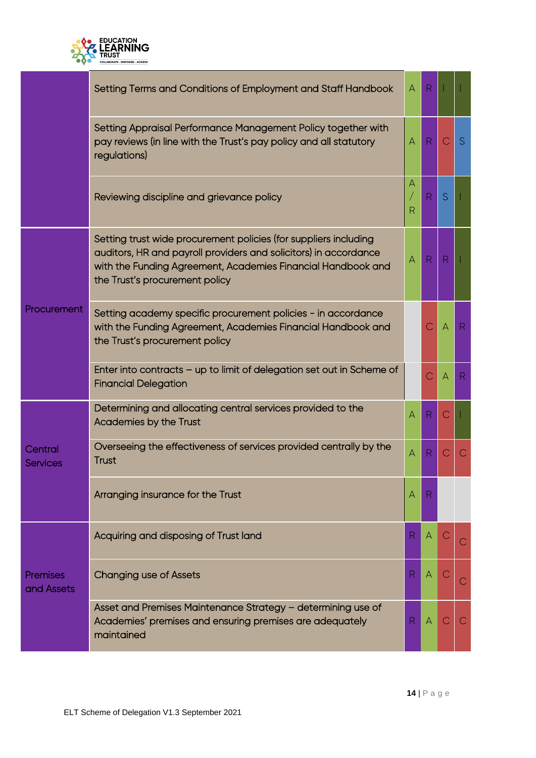| | | | | | |
|---|---|---|---|---|---|
| | Setting Terms and Conditions of Employment and Staff Handbook | A | R | I | I |
| | Setting Appraisal Performance Management Policy together with pay reviews (in line with the Trust's pay policy and all statutory regulations) | A | R | C | S |
| | Reviewing discipline and grievance policy | A / R | R | S | I |
| Procurement | Setting trust wide procurement policies (for suppliers including auditors, HR and payroll providers and solicitors) in accordance with the Funding Agreement, Academies Financial Handbook and the Trust's procurement policy | A | R | R | I |
| | Setting academy specific procurement policies - in accordance with the Funding Agreement, Academies Financial Handbook and the Trust's procurement policy | | C | A | R |
| | Enter into contracts – up to limit of delegation set out in Scheme of Financial Delegation | | C | A | R |
| Central Services | Determining and allocating central services provided to the Academies by the Trust | A | R | C | I |
| | Overseeing the effectiveness of services provided centrally by the Trust | A | R | C | C |
| | Arranging insurance for the Trust | A | R | | |
| Premises and Assets | Acquiring and disposing of Trust land | R | A | C | C |
| | Changing use of Assets | R | A | C | C |
| | Asset and Premises Maintenance Strategy – determining use of Academies' premises and ensuring premises are adequately maintained | R | A | C | C |

ELT Scheme of Delegation V1.3 September 2021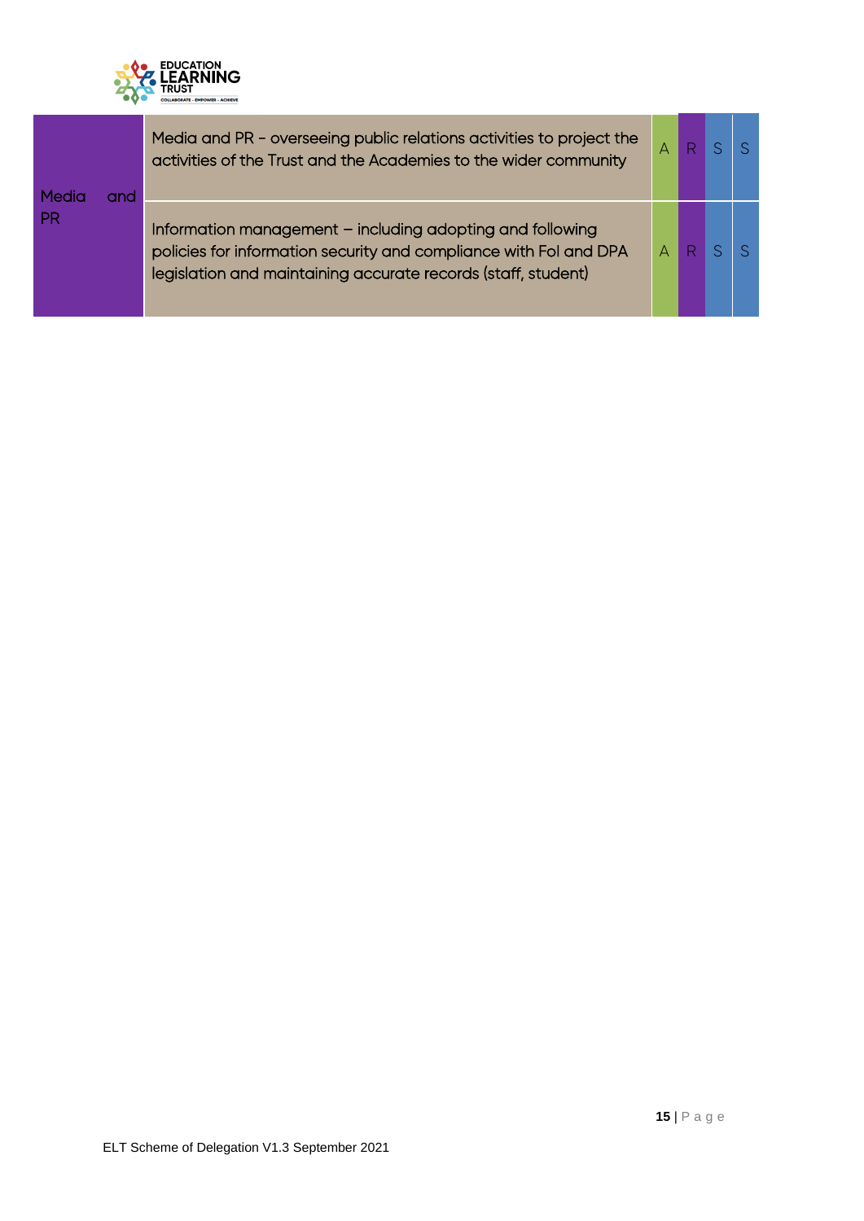| | | | | | |
|---|---|---|---|---|---|
| Media and PR | Media and PR - overseeing public relations activities to project the activities of the Trust and the Academies to the wider community | A | R | S | S |
| | Information management – including adopting and following policies for information security and compliance with FoI and DPA legislation and maintaining accurate records (staff, student) | A | R | S | S |